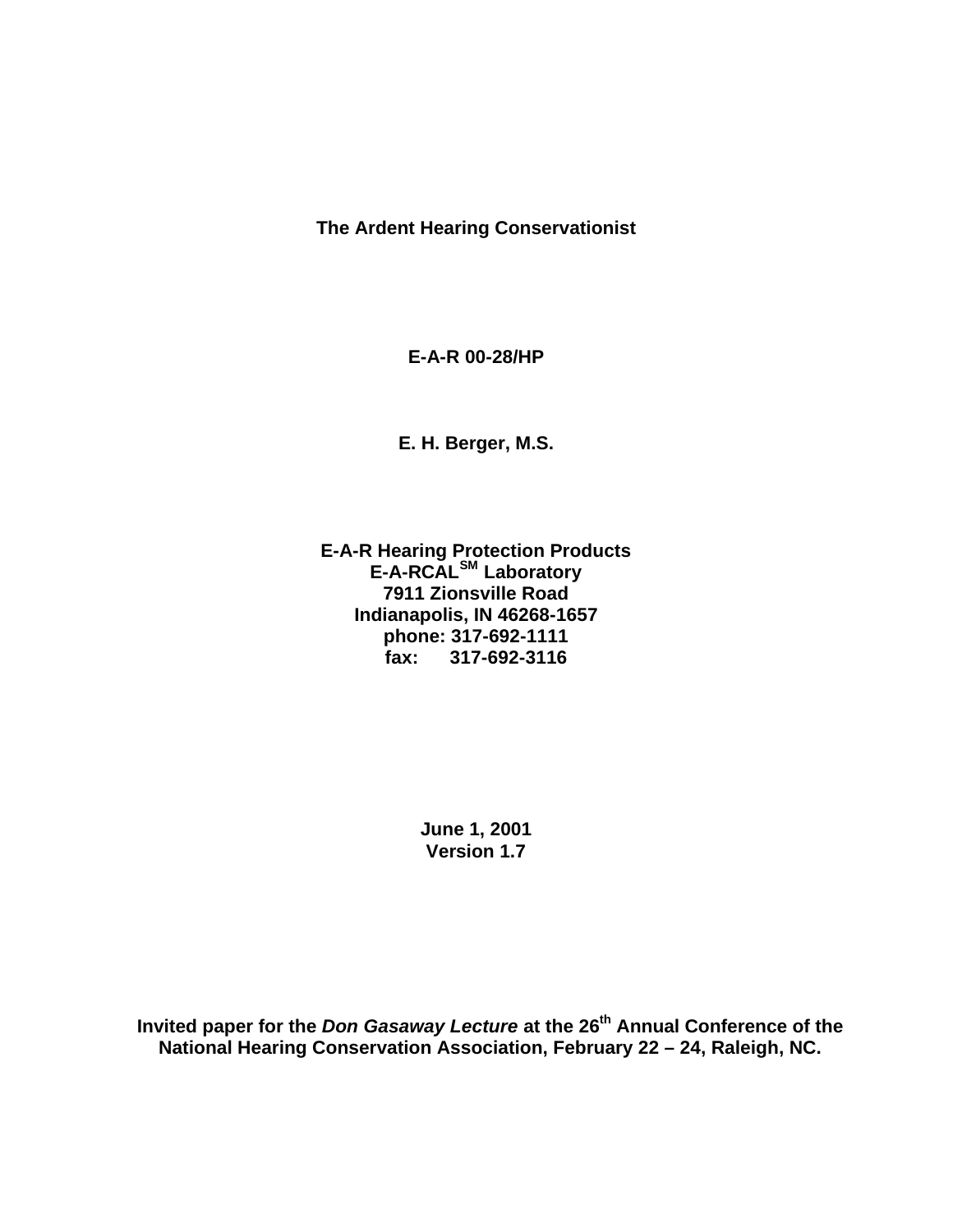# The Ardent Hearing Conservationist

**E-A-R 00-28/HP**

**E. H. Berger, M.S.**

**E-A-R Hearing Protection Products**
**E-A-RCAL^SM Laboratory**
**7911 Zionsville Road**
**Indianapolis, IN 46268-1657**
**phone: 317-692-1111**
**fax: 317-692-3116**

**June 1, 2001**
**Version 1.7**

**Invited paper for the *Don Gasaway Lecture* at the 26th Annual Conference of the National Hearing Conservation Association, February 22 – 24, Raleigh, NC.**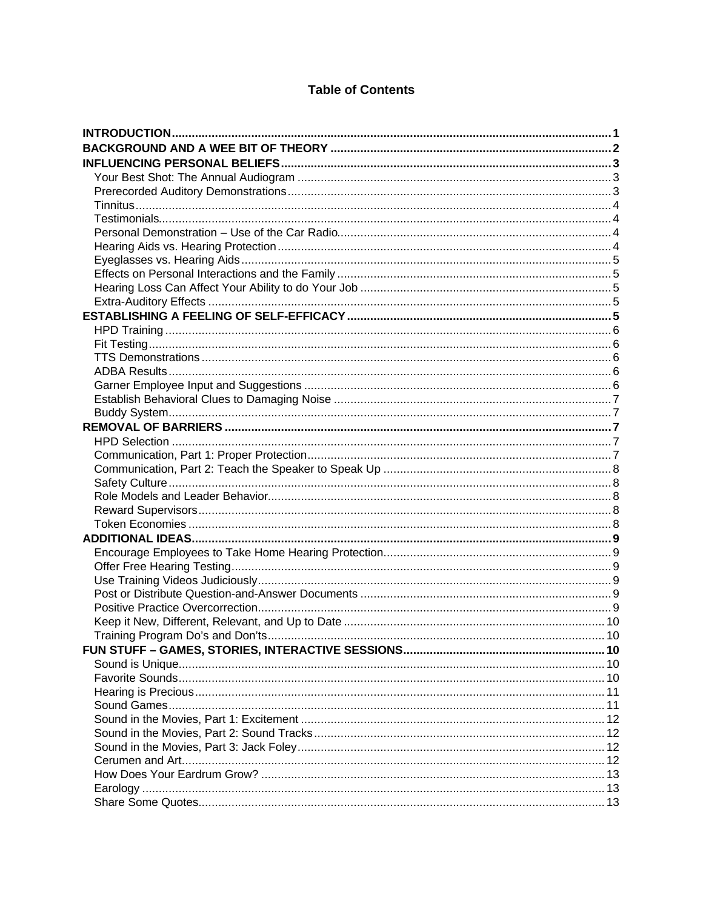# Table of Contents

| | |
|---|---|
| **INTRODUCTION** | **1** |
| **BACKGROUND AND A WEE BIT OF THEORY** | **2** |
| **INFLUENCING PERSONAL BELIEFS** | **3** |
| Your Best Shot: The Annual Audiogram | 3 |
| Prerecorded Auditory Demonstrations | 3 |
| Tinnitus | 4 |
| Testimonials | 4 |
| Personal Demonstration – Use of the Car Radio | 4 |
| Hearing Aids vs. Hearing Protection | 4 |
| Eyeglasses vs. Hearing Aids | 5 |
| Effects on Personal Interactions and the Family | 5 |
| Hearing Loss Can Affect Your Ability to do Your Job | 5 |
| Extra-Auditory Effects | 5 |
| **ESTABLISHING A FEELING OF SELF-EFFICACY** | **5** |
| HPD Training | 6 |
| Fit Testing | 6 |
| TTS Demonstrations | 6 |
| ADBA Results | 6 |
| Garner Employee Input and Suggestions | 6 |
| Establish Behavioral Clues to Damaging Noise | 7 |
| Buddy System | 7 |
| **REMOVAL OF BARRIERS** | **7** |
| HPD Selection | 7 |
| Communication, Part 1: Proper Protection | 7 |
| Communication, Part 2: Teach the Speaker to Speak Up | 8 |
| Safety Culture | 8 |
| Role Models and Leader Behavior | 8 |
| Reward Supervisors | 8 |
| Token Economies | 8 |
| **ADDITIONAL IDEAS** | **9** |
| Encourage Employees to Take Home Hearing Protection | 9 |
| Offer Free Hearing Testing | 9 |
| Use Training Videos Judiciously | 9 |
| Post or Distribute Question-and-Answer Documents | 9 |
| Positive Practice Overcorrection | 9 |
| Keep it New, Different, Relevant, and Up to Date | 10 |
| Training Program Do's and Don'ts | 10 |
| **FUN STUFF – GAMES, STORIES, INTERACTIVE SESSIONS** | **10** |
| Sound is Unique | 10 |
| Favorite Sounds | 10 |
| Hearing is Precious | 11 |
| Sound Games | 11 |
| Sound in the Movies, Part 1: Excitement | 12 |
| Sound in the Movies, Part 2: Sound Tracks | 12 |
| Sound in the Movies, Part 3: Jack Foley | 12 |
| Cerumen and Art | 12 |
| How Does Your Eardrum Grow? | 13 |
| Earology | 13 |
| Share Some Quotes | 13 |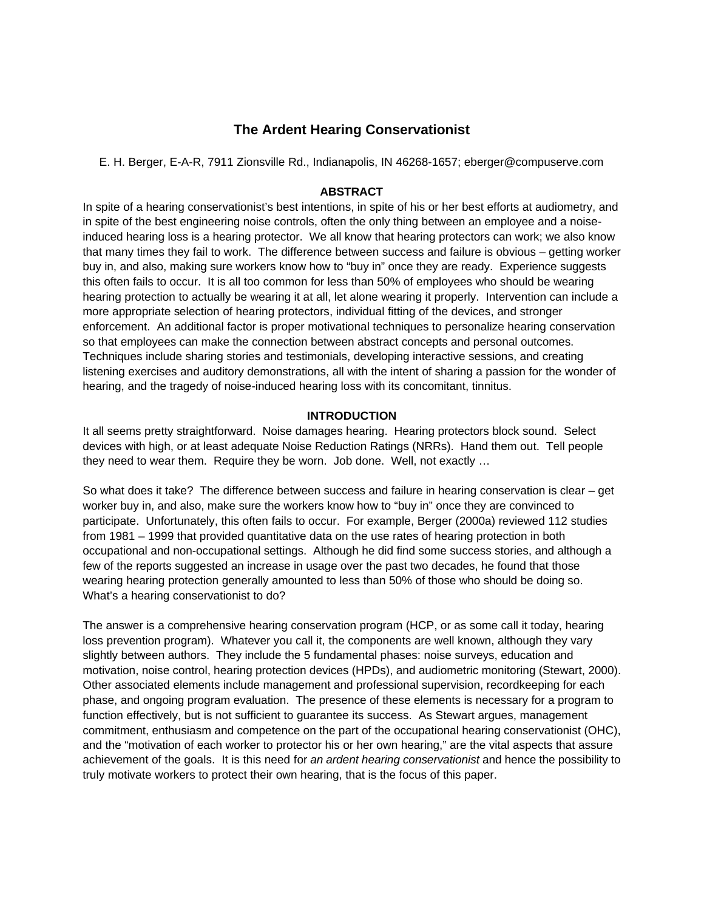# The Ardent Hearing Conservationist

E. H. Berger, E-A-R, 7911 Zionsville Rd., Indianapolis, IN 46268-1657; eberger@compuserve.com

## ABSTRACT

In spite of a hearing conservationist's best intentions, in spite of his or her best efforts at audiometry, and in spite of the best engineering noise controls, often the only thing between an employee and a noise-induced hearing loss is a hearing protector. We all know that hearing protectors can work; we also know that many times they fail to work. The difference between success and failure is obvious – getting worker buy in, and also, making sure workers know how to "buy in" once they are ready. Experience suggests this often fails to occur. It is all too common for less than 50% of employees who should be wearing hearing protection to actually be wearing it at all, let alone wearing it properly. Intervention can include a more appropriate selection of hearing protectors, individual fitting of the devices, and stronger enforcement. An additional factor is proper motivational techniques to personalize hearing conservation so that employees can make the connection between abstract concepts and personal outcomes. Techniques include sharing stories and testimonials, developing interactive sessions, and creating listening exercises and auditory demonstrations, all with the intent of sharing a passion for the wonder of hearing, and the tragedy of noise-induced hearing loss with its concomitant, tinnitus.

## INTRODUCTION

It all seems pretty straightforward. Noise damages hearing. Hearing protectors block sound. Select devices with high, or at least adequate Noise Reduction Ratings (NRRs). Hand them out. Tell people they need to wear them. Require they be worn. Job done. Well, not exactly …

So what does it take? The difference between success and failure in hearing conservation is clear – get worker buy in, and also, make sure the workers know how to "buy in" once they are convinced to participate. Unfortunately, this often fails to occur. For example, Berger (2000a) reviewed 112 studies from 1981 – 1999 that provided quantitative data on the use rates of hearing protection in both occupational and non-occupational settings. Although he did find some success stories, and although a few of the reports suggested an increase in usage over the past two decades, he found that those wearing hearing protection generally amounted to less than 50% of those who should be doing so. What's a hearing conservationist to do?

The answer is a comprehensive hearing conservation program (HCP, or as some call it today, hearing loss prevention program). Whatever you call it, the components are well known, although they vary slightly between authors. They include the 5 fundamental phases: noise surveys, education and motivation, noise control, hearing protection devices (HPDs), and audiometric monitoring (Stewart, 2000). Other associated elements include management and professional supervision, recordkeeping for each phase, and ongoing program evaluation. The presence of these elements is necessary for a program to function effectively, but is not sufficient to guarantee its success. As Stewart argues, management commitment, enthusiasm and competence on the part of the occupational hearing conservationist (OHC), and the "motivation of each worker to protector his or her own hearing," are the vital aspects that assure achievement of the goals. It is this need for *an ardent hearing conservationist* and hence the possibility to truly motivate workers to protect their own hearing, that is the focus of this paper.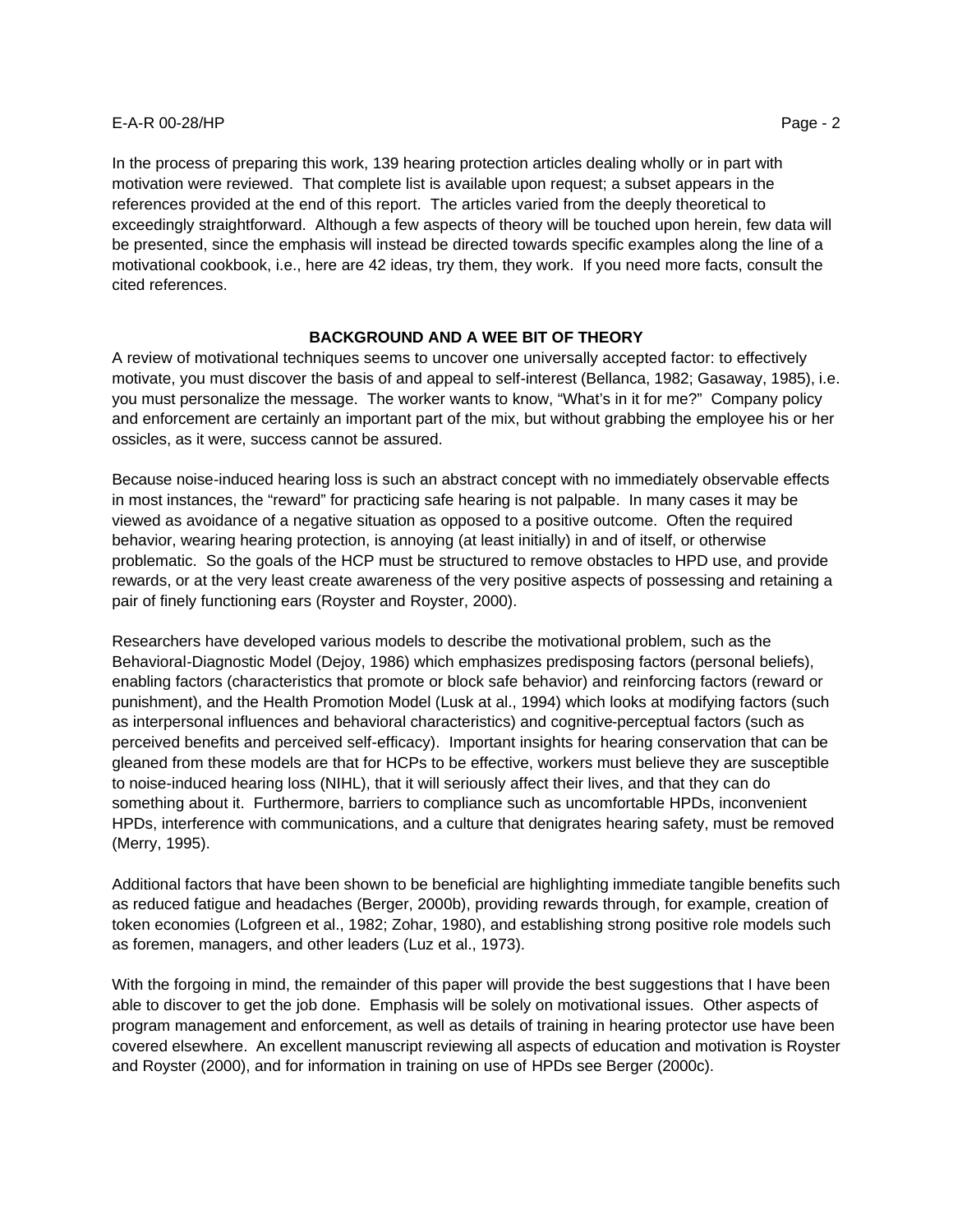In the process of preparing this work, 139 hearing protection articles dealing wholly or in part with motivation were reviewed. That complete list is available upon request; a subset appears in the references provided at the end of this report. The articles varied from the deeply theoretical to exceedingly straightforward. Although a few aspects of theory will be touched upon herein, few data will be presented, since the emphasis will instead be directed towards specific examples along the line of a motivational cookbook, i.e., here are 42 ideas, try them, they work. If you need more facts, consult the cited references.

## BACKGROUND AND A WEE BIT OF THEORY

A review of motivational techniques seems to uncover one universally accepted factor: to effectively motivate, you must discover the basis of and appeal to self-interest (Bellanca, 1982; Gasaway, 1985), i.e. you must personalize the message. The worker wants to know, "What's in it for me?" Company policy and enforcement are certainly an important part of the mix, but without grabbing the employee his or her ossicles, as it were, success cannot be assured.

Because noise-induced hearing loss is such an abstract concept with no immediately observable effects in most instances, the "reward" for practicing safe hearing is not palpable. In many cases it may be viewed as avoidance of a negative situation as opposed to a positive outcome. Often the required behavior, wearing hearing protection, is annoying (at least initially) in and of itself, or otherwise problematic. So the goals of the HCP must be structured to remove obstacles to HPD use, and provide rewards, or at the very least create awareness of the very positive aspects of possessing and retaining a pair of finely functioning ears (Royster and Royster, 2000).

Researchers have developed various models to describe the motivational problem, such as the Behavioral-Diagnostic Model (Dejoy, 1986) which emphasizes predisposing factors (personal beliefs), enabling factors (characteristics that promote or block safe behavior) and reinforcing factors (reward or punishment), and the Health Promotion Model (Lusk at al., 1994) which looks at modifying factors (such as interpersonal influences and behavioral characteristics) and cognitive-perceptual factors (such as perceived benefits and perceived self-efficacy). Important insights for hearing conservation that can be gleaned from these models are that for HCPs to be effective, workers must believe they are susceptible to noise-induced hearing loss (NIHL), that it will seriously affect their lives, and that they can do something about it. Furthermore, barriers to compliance such as uncomfortable HPDs, inconvenient HPDs, interference with communications, and a culture that denigrates hearing safety, must be removed (Merry, 1995).

Additional factors that have been shown to be beneficial are highlighting immediate tangible benefits such as reduced fatigue and headaches (Berger, 2000b), providing rewards through, for example, creation of token economies (Lofgreen et al., 1982; Zohar, 1980), and establishing strong positive role models such as foremen, managers, and other leaders (Luz et al., 1973).

With the forgoing in mind, the remainder of this paper will provide the best suggestions that I have been able to discover to get the job done. Emphasis will be solely on motivational issues. Other aspects of program management and enforcement, as well as details of training in hearing protector use have been covered elsewhere. An excellent manuscript reviewing all aspects of education and motivation is Royster and Royster (2000), and for information in training on use of HPDs see Berger (2000c).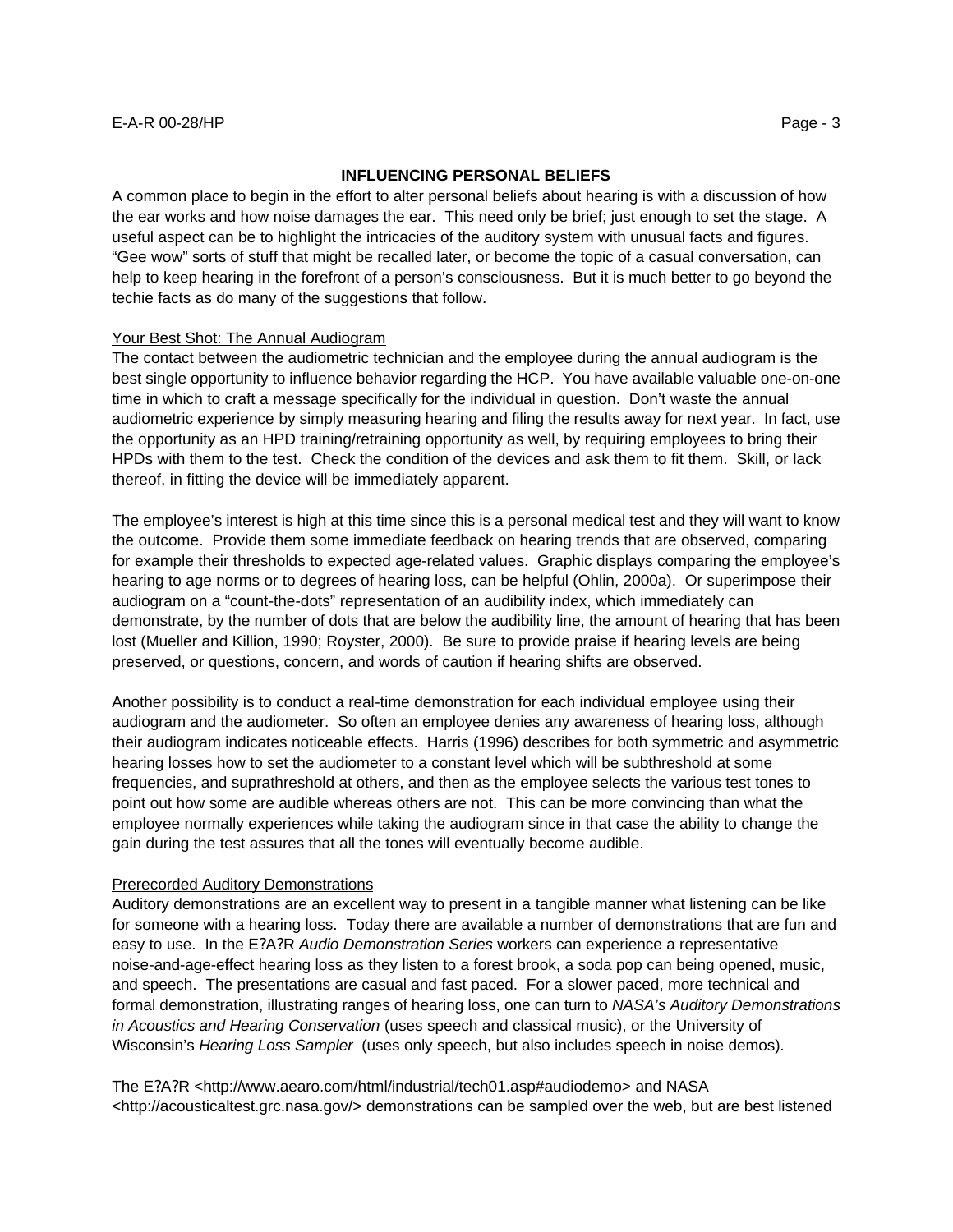## INFLUENCING PERSONAL BELIEFS

A common place to begin in the effort to alter personal beliefs about hearing is with a discussion of how the ear works and how noise damages the ear. This need only be brief; just enough to set the stage. A useful aspect can be to highlight the intricacies of the auditory system with unusual facts and figures. "Gee wow" sorts of stuff that might be recalled later, or become the topic of a casual conversation, can help to keep hearing in the forefront of a person's consciousness. But it is much better to go beyond the techie facts as do many of the suggestions that follow.

### Your Best Shot: The Annual Audiogram

The contact between the audiometric technician and the employee during the annual audiogram is the best single opportunity to influence behavior regarding the HCP. You have available valuable one-on-one time in which to craft a message specifically for the individual in question. Don't waste the annual audiometric experience by simply measuring hearing and filing the results away for next year. In fact, use the opportunity as an HPD training/retraining opportunity as well, by requiring employees to bring their HPDs with them to the test. Check the condition of the devices and ask them to fit them. Skill, or lack thereof, in fitting the device will be immediately apparent.

The employee's interest is high at this time since this is a personal medical test and they will want to know the outcome. Provide them some immediate feedback on hearing trends that are observed, comparing for example their thresholds to expected age-related values. Graphic displays comparing the employee's hearing to age norms or to degrees of hearing loss, can be helpful (Ohlin, 2000a). Or superimpose their audiogram on a "count-the-dots" representation of an audibility index, which immediately can demonstrate, by the number of dots that are below the audibility line, the amount of hearing that has been lost (Mueller and Killion, 1990; Royster, 2000). Be sure to provide praise if hearing levels are being preserved, or questions, concern, and words of caution if hearing shifts are observed.

Another possibility is to conduct a real-time demonstration for each individual employee using their audiogram and the audiometer. So often an employee denies any awareness of hearing loss, although their audiogram indicates noticeable effects. Harris (1996) describes for both symmetric and asymmetric hearing losses how to set the audiometer to a constant level which will be subthreshold at some frequencies, and suprathreshold at others, and then as the employee selects the various test tones to point out how some are audible whereas others are not. This can be more convincing than what the employee normally experiences while taking the audiogram since in that case the ability to change the gain during the test assures that all the tones will eventually become audible.

### Prerecorded Auditory Demonstrations

Auditory demonstrations are an excellent way to present in a tangible manner what listening can be like for someone with a hearing loss. Today there are available a number of demonstrations that are fun and easy to use. In the E?A?R *Audio Demonstration Series* workers can experience a representative noise-and-age-effect hearing loss as they listen to a forest brook, a soda pop can being opened, music, and speech. The presentations are casual and fast paced. For a slower paced, more technical and formal demonstration, illustrating ranges of hearing loss, one can turn to *NASA's Auditory Demonstrations in Acoustics and Hearing Conservation* (uses speech and classical music), or the University of Wisconsin's *Hearing Loss Sampler* (uses only speech, but also includes speech in noise demos).

The E?A?R <http://www.aearo.com/html/industrial/tech01.asp#audiodemo> and NASA <http://acousticaltest.grc.nasa.gov/> demonstrations can be sampled over the web, but are best listened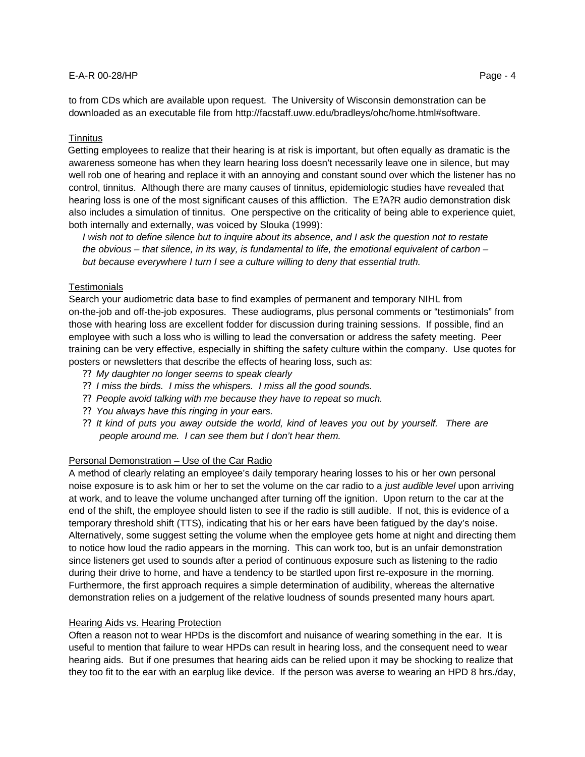to from CDs which are available upon request. The University of Wisconsin demonstration can be downloaded as an executable file from http://facstaff.uww.edu/bradleys/ohc/home.html#software.

Tinnitus

Getting employees to realize that their hearing is at risk is important, but often equally as dramatic is the awareness someone has when they learn hearing loss doesn't necessarily leave one in silence, but may well rob one of hearing and replace it with an annoying and constant sound over which the listener has no control, tinnitus. Although there are many causes of tinnitus, epidemiologic studies have revealed that hearing loss is one of the most significant causes of this affliction. The E?A?R audio demonstration disk also includes a simulation of tinnitus. One perspective on the criticality of being able to experience quiet, both internally and externally, was voiced by Slouka (1999):

*I wish not to define silence but to inquire about its absence, and I ask the question not to restate the obvious – that silence, in its way, is fundamental to life, the emotional equivalent of carbon – but because everywhere I turn I see a culture willing to deny that essential truth.*

Testimonials

Search your audiometric data base to find examples of permanent and temporary NIHL from on-the-job and off-the-job exposures. These audiograms, plus personal comments or "testimonials" from those with hearing loss are excellent fodder for discussion during training sessions. If possible, find an employee with such a loss who is willing to lead the conversation or address the safety meeting. Peer training can be very effective, especially in shifting the safety culture within the company. Use quotes for posters or newsletters that describe the effects of hearing loss, such as:

- *My daughter no longer seems to speak clearly*
- *I miss the birds. I miss the whispers. I miss all the good sounds.*
- *People avoid talking with me because they have to repeat so much.*
- *You always have this ringing in your ears.*
- *It kind of puts you away outside the world, kind of leaves you out by yourself. There are people around me. I can see them but I don't hear them.*

Personal Demonstration – Use of the Car Radio

A method of clearly relating an employee's daily temporary hearing losses to his or her own personal noise exposure is to ask him or her to set the volume on the car radio to a *just audible level* upon arriving at work, and to leave the volume unchanged after turning off the ignition. Upon return to the car at the end of the shift, the employee should listen to see if the radio is still audible. If not, this is evidence of a temporary threshold shift (TTS), indicating that his or her ears have been fatigued by the day's noise. Alternatively, some suggest setting the volume when the employee gets home at night and directing them to notice how loud the radio appears in the morning. This can work too, but is an unfair demonstration since listeners get used to sounds after a period of continuous exposure such as listening to the radio during their drive to home, and have a tendency to be startled upon first re-exposure in the morning. Furthermore, the first approach requires a simple determination of audibility, whereas the alternative demonstration relies on a judgement of the relative loudness of sounds presented many hours apart.

Hearing Aids vs. Hearing Protection

Often a reason not to wear HPDs is the discomfort and nuisance of wearing something in the ear. It is useful to mention that failure to wear HPDs can result in hearing loss, and the consequent need to wear hearing aids. But if one presumes that hearing aids can be relied upon it may be shocking to realize that they too fit to the ear with an earplug like device. If the person was averse to wearing an HPD 8 hrs./day,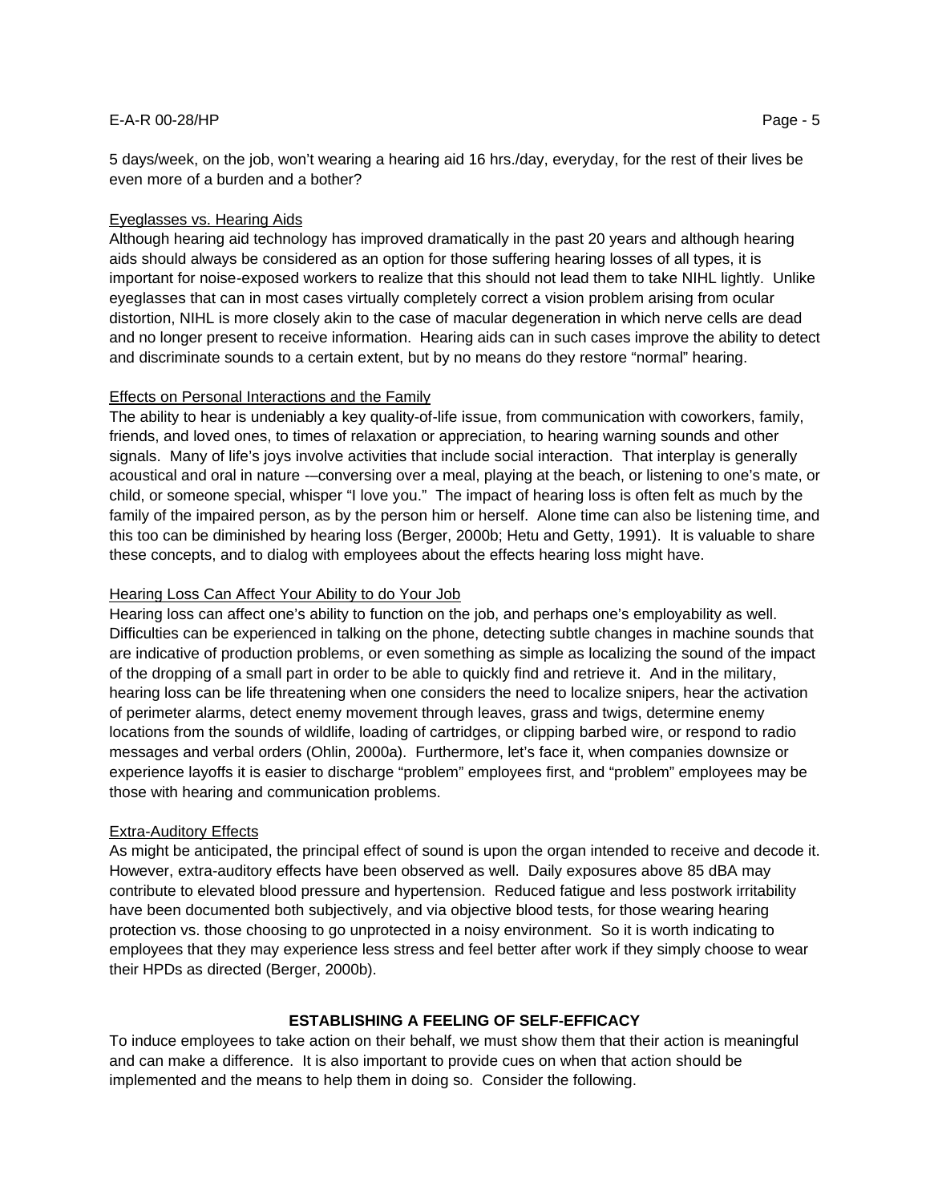5 days/week, on the job, won't wearing a hearing aid 16 hrs./day, everyday, for the rest of their lives be even more of a burden and a bother?

### Eyeglasses vs. Hearing Aids

Although hearing aid technology has improved dramatically in the past 20 years and although hearing aids should always be considered as an option for those suffering hearing losses of all types, it is important for noise-exposed workers to realize that this should not lead them to take NIHL lightly. Unlike eyeglasses that can in most cases virtually completely correct a vision problem arising from ocular distortion, NIHL is more closely akin to the case of macular degeneration in which nerve cells are dead and no longer present to receive information. Hearing aids can in such cases improve the ability to detect and discriminate sounds to a certain extent, but by no means do they restore "normal" hearing.

### Effects on Personal Interactions and the Family

The ability to hear is undeniably a key quality-of-life issue, from communication with coworkers, family, friends, and loved ones, to times of relaxation or appreciation, to hearing warning sounds and other signals. Many of life's joys involve activities that include social interaction. That interplay is generally acoustical and oral in nature -–conversing over a meal, playing at the beach, or listening to one's mate, or child, or someone special, whisper "I love you." The impact of hearing loss is often felt as much by the family of the impaired person, as by the person him or herself. Alone time can also be listening time, and this too can be diminished by hearing loss (Berger, 2000b; Hetu and Getty, 1991). It is valuable to share these concepts, and to dialog with employees about the effects hearing loss might have.

### Hearing Loss Can Affect Your Ability to do Your Job

Hearing loss can affect one's ability to function on the job, and perhaps one's employability as well. Difficulties can be experienced in talking on the phone, detecting subtle changes in machine sounds that are indicative of production problems, or even something as simple as localizing the sound of the impact of the dropping of a small part in order to be able to quickly find and retrieve it. And in the military, hearing loss can be life threatening when one considers the need to localize snipers, hear the activation of perimeter alarms, detect enemy movement through leaves, grass and twigs, determine enemy locations from the sounds of wildlife, loading of cartridges, or clipping barbed wire, or respond to radio messages and verbal orders (Ohlin, 2000a). Furthermore, let's face it, when companies downsize or experience layoffs it is easier to discharge "problem" employees first, and "problem" employees may be those with hearing and communication problems.

### Extra-Auditory Effects

As might be anticipated, the principal effect of sound is upon the organ intended to receive and decode it. However, extra-auditory effects have been observed as well. Daily exposures above 85 dBA may contribute to elevated blood pressure and hypertension. Reduced fatigue and less postwork irritability have been documented both subjectively, and via objective blood tests, for those wearing hearing protection vs. those choosing to go unprotected in a noisy environment. So it is worth indicating to employees that they may experience less stress and feel better after work if they simply choose to wear their HPDs as directed (Berger, 2000b).

## ESTABLISHING A FEELING OF SELF-EFFICACY

To induce employees to take action on their behalf, we must show them that their action is meaningful and can make a difference. It is also important to provide cues on when that action should be implemented and the means to help them in doing so. Consider the following.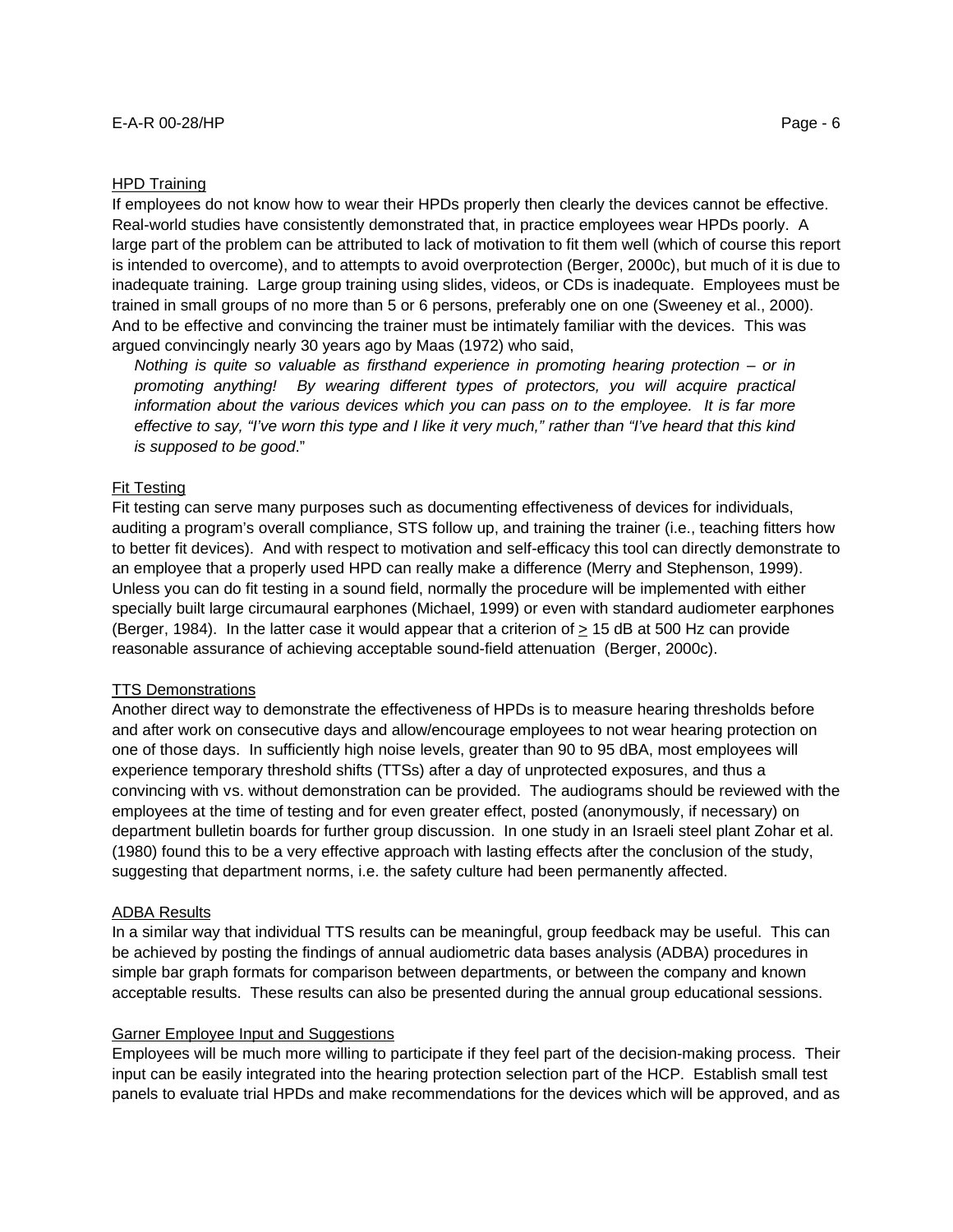HPD Training

If employees do not know how to wear their HPDs properly then clearly the devices cannot be effective. Real-world studies have consistently demonstrated that, in practice employees wear HPDs poorly. A large part of the problem can be attributed to lack of motivation to fit them well (which of course this report is intended to overcome), and to attempts to avoid overprotection (Berger, 2000c), but much of it is due to inadequate training. Large group training using slides, videos, or CDs is inadequate. Employees must be trained in small groups of no more than 5 or 6 persons, preferably one on one (Sweeney et al., 2000). And to be effective and convincing the trainer must be intimately familiar with the devices. This was argued convincingly nearly 30 years ago by Maas (1972) who said,

> *Nothing is quite so valuable as firsthand experience in promoting hearing protection – or in promoting anything! By wearing different types of protectors, you will acquire practical information about the various devices which you can pass on to the employee. It is far more effective to say, "I've worn this type and I like it very much," rather than "I've heard that this kind is supposed to be good*."

Fit Testing

Fit testing can serve many purposes such as documenting effectiveness of devices for individuals, auditing a program's overall compliance, STS follow up, and training the trainer (i.e., teaching fitters how to better fit devices). And with respect to motivation and self-efficacy this tool can directly demonstrate to an employee that a properly used HPD can really make a difference (Merry and Stephenson, 1999). Unless you can do fit testing in a sound field, normally the procedure will be implemented with either specially built large circumaural earphones (Michael, 1999) or even with standard audiometer earphones (Berger, 1984). In the latter case it would appear that a criterion of ≥ 15 dB at 500 Hz can provide reasonable assurance of achieving acceptable sound-field attenuation (Berger, 2000c).

TTS Demonstrations

Another direct way to demonstrate the effectiveness of HPDs is to measure hearing thresholds before and after work on consecutive days and allow/encourage employees to not wear hearing protection on one of those days. In sufficiently high noise levels, greater than 90 to 95 dBA, most employees will experience temporary threshold shifts (TTSs) after a day of unprotected exposures, and thus a convincing with vs. without demonstration can be provided. The audiograms should be reviewed with the employees at the time of testing and for even greater effect, posted (anonymously, if necessary) on department bulletin boards for further group discussion. In one study in an Israeli steel plant Zohar et al. (1980) found this to be a very effective approach with lasting effects after the conclusion of the study, suggesting that department norms, i.e. the safety culture had been permanently affected.

ADBA Results

In a similar way that individual TTS results can be meaningful, group feedback may be useful. This can be achieved by posting the findings of annual audiometric data bases analysis (ADBA) procedures in simple bar graph formats for comparison between departments, or between the company and known acceptable results. These results can also be presented during the annual group educational sessions.

Garner Employee Input and Suggestions

Employees will be much more willing to participate if they feel part of the decision-making process. Their input can be easily integrated into the hearing protection selection part of the HCP. Establish small test panels to evaluate trial HPDs and make recommendations for the devices which will be approved, and as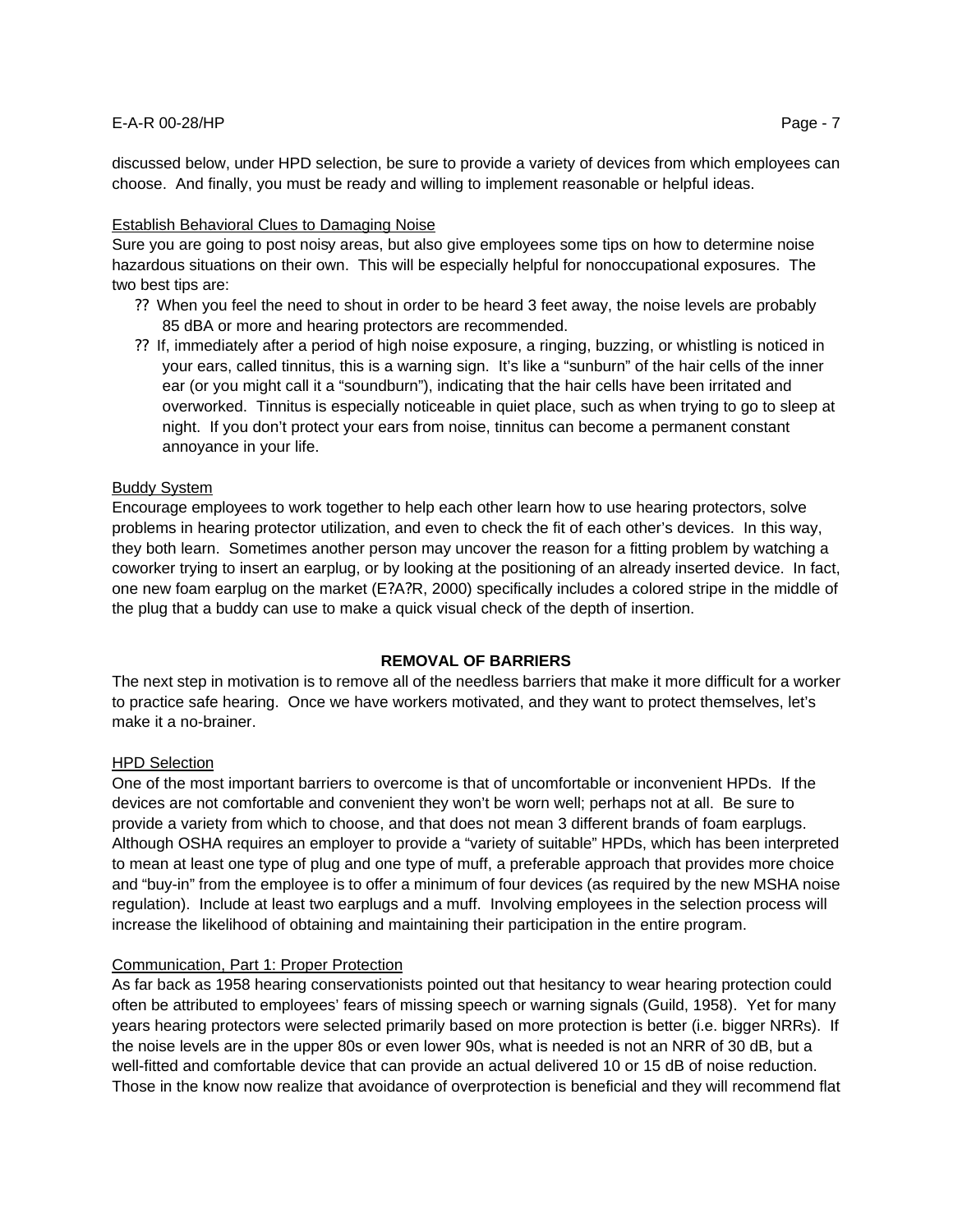discussed below, under HPD selection, be sure to provide a variety of devices from which employees can choose. And finally, you must be ready and willing to implement reasonable or helpful ideas.

Establish Behavioral Clues to Damaging Noise

Sure you are going to post noisy areas, but also give employees some tips on how to determine noise hazardous situations on their own. This will be especially helpful for nonoccupational exposures. The two best tips are:

- When you feel the need to shout in order to be heard 3 feet away, the noise levels are probably 85 dBA or more and hearing protectors are recommended.
- If, immediately after a period of high noise exposure, a ringing, buzzing, or whistling is noticed in your ears, called tinnitus, this is a warning sign. It's like a "sunburn" of the hair cells of the inner ear (or you might call it a "soundburn"), indicating that the hair cells have been irritated and overworked. Tinnitus is especially noticeable in quiet place, such as when trying to go to sleep at night. If you don't protect your ears from noise, tinnitus can become a permanent constant annoyance in your life.

Buddy System

Encourage employees to work together to help each other learn how to use hearing protectors, solve problems in hearing protector utilization, and even to check the fit of each other's devices. In this way, they both learn. Sometimes another person may uncover the reason for a fitting problem by watching a coworker trying to insert an earplug, or by looking at the positioning of an already inserted device. In fact, one new foam earplug on the market (E?A?R, 2000) specifically includes a colored stripe in the middle of the plug that a buddy can use to make a quick visual check of the depth of insertion.

## REMOVAL OF BARRIERS

The next step in motivation is to remove all of the needless barriers that make it more difficult for a worker to practice safe hearing. Once we have workers motivated, and they want to protect themselves, let's make it a no-brainer.

HPD Selection

One of the most important barriers to overcome is that of uncomfortable or inconvenient HPDs. If the devices are not comfortable and convenient they won't be worn well; perhaps not at all. Be sure to provide a variety from which to choose, and that does not mean 3 different brands of foam earplugs. Although OSHA requires an employer to provide a "variety of suitable" HPDs, which has been interpreted to mean at least one type of plug and one type of muff, a preferable approach that provides more choice and "buy-in" from the employee is to offer a minimum of four devices (as required by the new MSHA noise regulation). Include at least two earplugs and a muff. Involving employees in the selection process will increase the likelihood of obtaining and maintaining their participation in the entire program.

Communication, Part 1: Proper Protection

As far back as 1958 hearing conservationists pointed out that hesitancy to wear hearing protection could often be attributed to employees' fears of missing speech or warning signals (Guild, 1958). Yet for many years hearing protectors were selected primarily based on more protection is better (i.e. bigger NRRs). If the noise levels are in the upper 80s or even lower 90s, what is needed is not an NRR of 30 dB, but a well-fitted and comfortable device that can provide an actual delivered 10 or 15 dB of noise reduction. Those in the know now realize that avoidance of overprotection is beneficial and they will recommend flat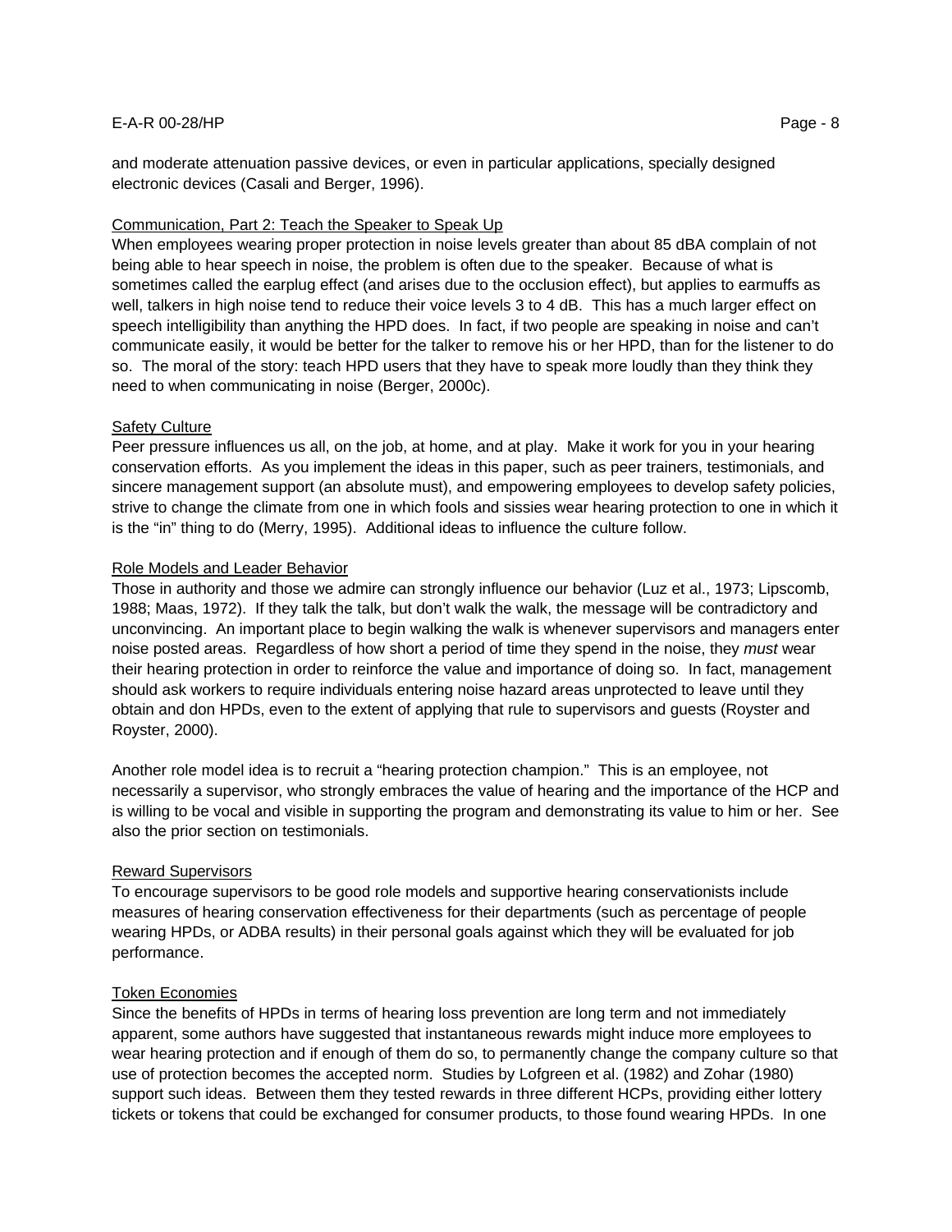and moderate attenuation passive devices, or even in particular applications, specially designed electronic devices (Casali and Berger, 1996).

### Communication, Part 2: Teach the Speaker to Speak Up

When employees wearing proper protection in noise levels greater than about 85 dBA complain of not being able to hear speech in noise, the problem is often due to the speaker. Because of what is sometimes called the earplug effect (and arises due to the occlusion effect), but applies to earmuffs as well, talkers in high noise tend to reduce their voice levels 3 to 4 dB. This has a much larger effect on speech intelligibility than anything the HPD does. In fact, if two people are speaking in noise and can't communicate easily, it would be better for the talker to remove his or her HPD, than for the listener to do so. The moral of the story: teach HPD users that they have to speak more loudly than they think they need to when communicating in noise (Berger, 2000c).

### Safety Culture

Peer pressure influences us all, on the job, at home, and at play. Make it work for you in your hearing conservation efforts. As you implement the ideas in this paper, such as peer trainers, testimonials, and sincere management support (an absolute must), and empowering employees to develop safety policies, strive to change the climate from one in which fools and sissies wear hearing protection to one in which it is the "in" thing to do (Merry, 1995). Additional ideas to influence the culture follow.

### Role Models and Leader Behavior

Those in authority and those we admire can strongly influence our behavior (Luz et al., 1973; Lipscomb, 1988; Maas, 1972). If they talk the talk, but don't walk the walk, the message will be contradictory and unconvincing. An important place to begin walking the walk is whenever supervisors and managers enter noise posted areas. Regardless of how short a period of time they spend in the noise, they *must* wear their hearing protection in order to reinforce the value and importance of doing so. In fact, management should ask workers to require individuals entering noise hazard areas unprotected to leave until they obtain and don HPDs, even to the extent of applying that rule to supervisors and guests (Royster and Royster, 2000).

Another role model idea is to recruit a "hearing protection champion." This is an employee, not necessarily a supervisor, who strongly embraces the value of hearing and the importance of the HCP and is willing to be vocal and visible in supporting the program and demonstrating its value to him or her. See also the prior section on testimonials.

### Reward Supervisors

To encourage supervisors to be good role models and supportive hearing conservationists include measures of hearing conservation effectiveness for their departments (such as percentage of people wearing HPDs, or ADBA results) in their personal goals against which they will be evaluated for job performance.

### Token Economies

Since the benefits of HPDs in terms of hearing loss prevention are long term and not immediately apparent, some authors have suggested that instantaneous rewards might induce more employees to wear hearing protection and if enough of them do so, to permanently change the company culture so that use of protection becomes the accepted norm. Studies by Lofgreen et al. (1982) and Zohar (1980) support such ideas. Between them they tested rewards in three different HCPs, providing either lottery tickets or tokens that could be exchanged for consumer products, to those found wearing HPDs. In one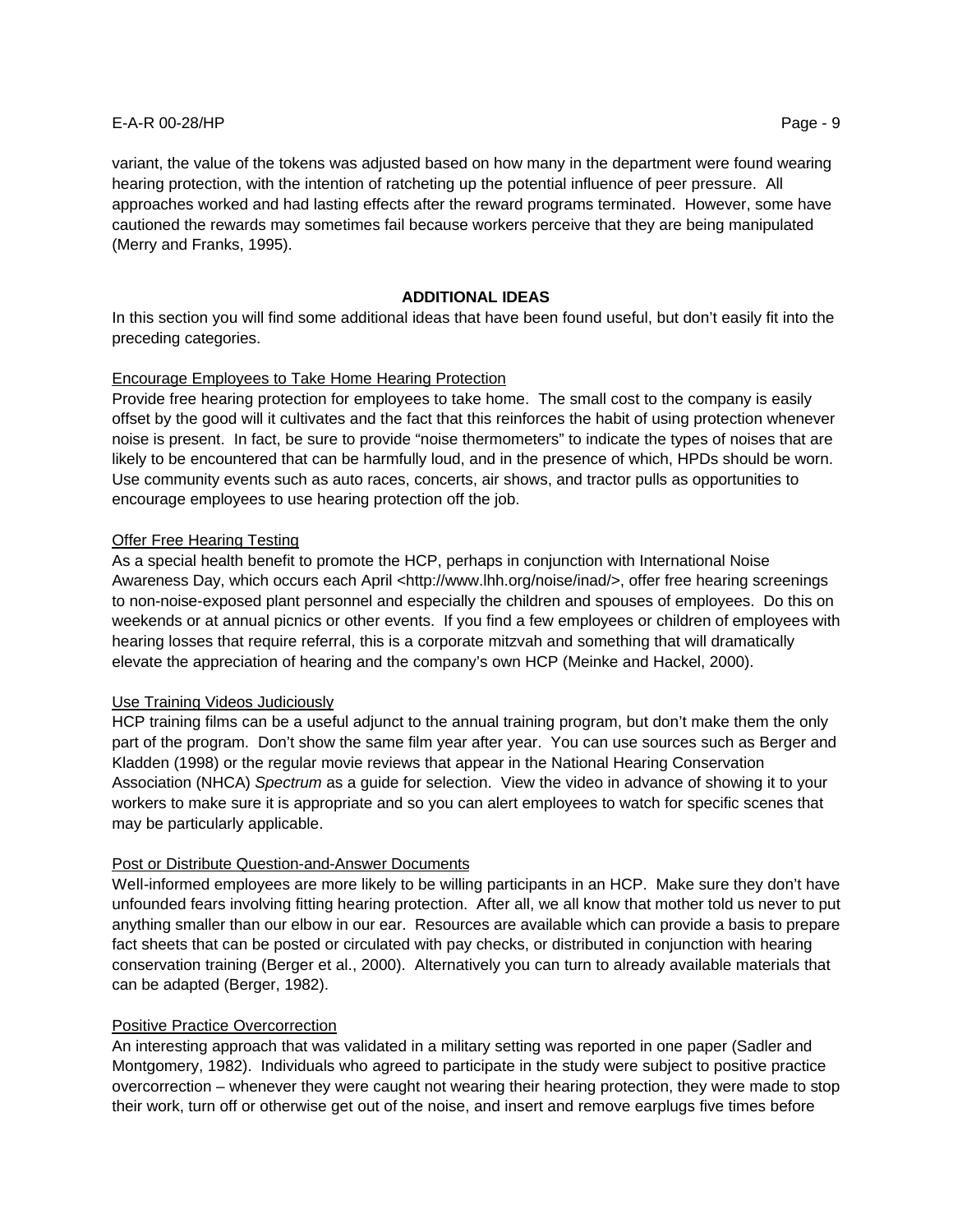variant, the value of the tokens was adjusted based on how many in the department were found wearing hearing protection, with the intention of ratcheting up the potential influence of peer pressure. All approaches worked and had lasting effects after the reward programs terminated. However, some have cautioned the rewards may sometimes fail because workers perceive that they are being manipulated (Merry and Franks, 1995).

## ADDITIONAL IDEAS

In this section you will find some additional ideas that have been found useful, but don't easily fit into the preceding categories.

### Encourage Employees to Take Home Hearing Protection

Provide free hearing protection for employees to take home. The small cost to the company is easily offset by the good will it cultivates and the fact that this reinforces the habit of using protection whenever noise is present. In fact, be sure to provide "noise thermometers" to indicate the types of noises that are likely to be encountered that can be harmfully loud, and in the presence of which, HPDs should be worn. Use community events such as auto races, concerts, air shows, and tractor pulls as opportunities to encourage employees to use hearing protection off the job.

### Offer Free Hearing Testing

As a special health benefit to promote the HCP, perhaps in conjunction with International Noise Awareness Day, which occurs each April <http://www.lhh.org/noise/inad/>, offer free hearing screenings to non-noise-exposed plant personnel and especially the children and spouses of employees. Do this on weekends or at annual picnics or other events. If you find a few employees or children of employees with hearing losses that require referral, this is a corporate mitzvah and something that will dramatically elevate the appreciation of hearing and the company's own HCP (Meinke and Hackel, 2000).

### Use Training Videos Judiciously

HCP training films can be a useful adjunct to the annual training program, but don't make them the only part of the program. Don't show the same film year after year. You can use sources such as Berger and Kladden (1998) or the regular movie reviews that appear in the National Hearing Conservation Association (NHCA) *Spectrum* as a guide for selection. View the video in advance of showing it to your workers to make sure it is appropriate and so you can alert employees to watch for specific scenes that may be particularly applicable.

### Post or Distribute Question-and-Answer Documents

Well-informed employees are more likely to be willing participants in an HCP. Make sure they don't have unfounded fears involving fitting hearing protection. After all, we all know that mother told us never to put anything smaller than our elbow in our ear. Resources are available which can provide a basis to prepare fact sheets that can be posted or circulated with pay checks, or distributed in conjunction with hearing conservation training (Berger et al., 2000). Alternatively you can turn to already available materials that can be adapted (Berger, 1982).

### Positive Practice Overcorrection

An interesting approach that was validated in a military setting was reported in one paper (Sadler and Montgomery, 1982). Individuals who agreed to participate in the study were subject to positive practice overcorrection – whenever they were caught not wearing their hearing protection, they were made to stop their work, turn off or otherwise get out of the noise, and insert and remove earplugs five times before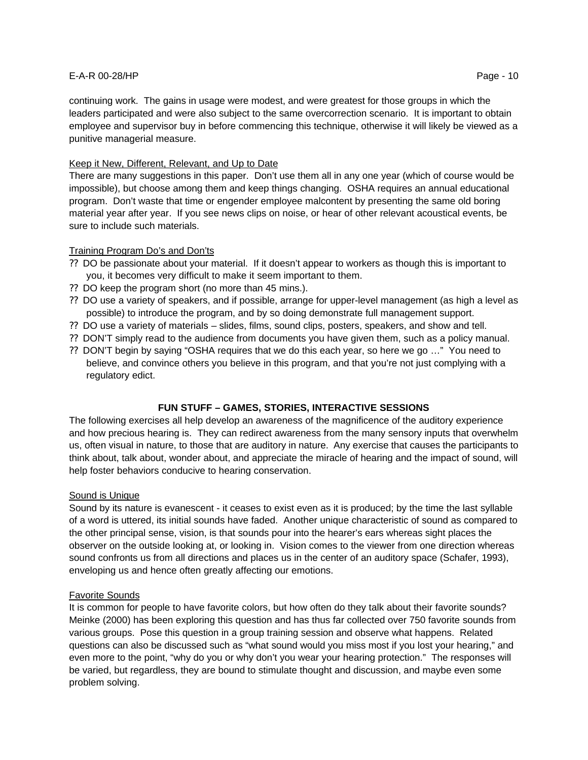continuing work. The gains in usage were modest, and were greatest for those groups in which the leaders participated and were also subject to the same overcorrection scenario. It is important to obtain employee and supervisor buy in before commencing this technique, otherwise it will likely be viewed as a punitive managerial measure.

Keep it New, Different, Relevant, and Up to Date

There are many suggestions in this paper. Don't use them all in any one year (which of course would be impossible), but choose among them and keep things changing. OSHA requires an annual educational program. Don't waste that time or engender employee malcontent by presenting the same old boring material year after year. If you see news clips on noise, or hear of other relevant acoustical events, be sure to include such materials.

Training Program Do's and Don'ts

- ?? DO be passionate about your material. If it doesn't appear to workers as though this is important to you, it becomes very difficult to make it seem important to them.
- ?? DO keep the program short (no more than 45 mins.).
- ?? DO use a variety of speakers, and if possible, arrange for upper-level management (as high a level as possible) to introduce the program, and by so doing demonstrate full management support.
- ?? DO use a variety of materials – slides, films, sound clips, posters, speakers, and show and tell.
- ?? DON'T simply read to the audience from documents you have given them, such as a policy manual.
- ?? DON'T begin by saying "OSHA requires that we do this each year, so here we go …" You need to believe, and convince others you believe in this program, and that you're not just complying with a regulatory edict.

## FUN STUFF – GAMES, STORIES, INTERACTIVE SESSIONS

The following exercises all help develop an awareness of the magnificence of the auditory experience and how precious hearing is. They can redirect awareness from the many sensory inputs that overwhelm us, often visual in nature, to those that are auditory in nature. Any exercise that causes the participants to think about, talk about, wonder about, and appreciate the miracle of hearing and the impact of sound, will help foster behaviors conducive to hearing conservation.

Sound is Unique

Sound by its nature is evanescent - it ceases to exist even as it is produced; by the time the last syllable of a word is uttered, its initial sounds have faded. Another unique characteristic of sound as compared to the other principal sense, vision, is that sounds pour into the hearer's ears whereas sight places the observer on the outside looking at, or looking in. Vision comes to the viewer from one direction whereas sound confronts us from all directions and places us in the center of an auditory space (Schafer, 1993), enveloping us and hence often greatly affecting our emotions.

Favorite Sounds

It is common for people to have favorite colors, but how often do they talk about their favorite sounds? Meinke (2000) has been exploring this question and has thus far collected over 750 favorite sounds from various groups. Pose this question in a group training session and observe what happens. Related questions can also be discussed such as "what sound would you miss most if you lost your hearing," and even more to the point, "why do you or why don't you wear your hearing protection." The responses will be varied, but regardless, they are bound to stimulate thought and discussion, and maybe even some problem solving.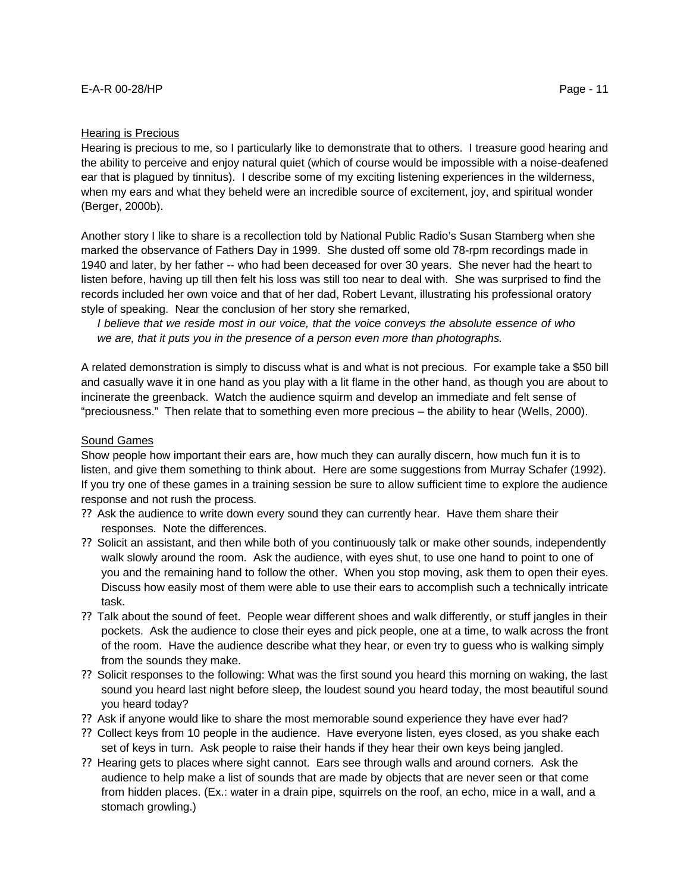## Hearing is Precious

Hearing is precious to me, so I particularly like to demonstrate that to others. I treasure good hearing and the ability to perceive and enjoy natural quiet (which of course would be impossible with a noise-deafened ear that is plagued by tinnitus). I describe some of my exciting listening experiences in the wilderness, when my ears and what they beheld were an incredible source of excitement, joy, and spiritual wonder (Berger, 2000b).

Another story I like to share is a recollection told by National Public Radio's Susan Stamberg when she marked the observance of Fathers Day in 1999. She dusted off some old 78-rpm recordings made in 1940 and later, by her father -- who had been deceased for over 30 years. She never had the heart to listen before, having up till then felt his loss was still too near to deal with. She was surprised to find the records included her own voice and that of her dad, Robert Levant, illustrating his professional oratory style of speaking. Near the conclusion of her story she remarked,

> *I believe that we reside most in our voice, that the voice conveys the absolute essence of who we are, that it puts you in the presence of a person even more than photographs.*

A related demonstration is simply to discuss what is and what is not precious. For example take a $50 bill and casually wave it in one hand as you play with a lit flame in the other hand, as though you are about to incinerate the greenback. Watch the audience squirm and develop an immediate and felt sense of "preciousness." Then relate that to something even more precious – the ability to hear (Wells, 2000).

## Sound Games

Show people how important their ears are, how much they can aurally discern, how much fun it is to listen, and give them something to think about. Here are some suggestions from Murray Schafer (1992). If you try one of these games in a training session be sure to allow sufficient time to explore the audience response and not rush the process.

- Ask the audience to write down every sound they can currently hear. Have them share their responses. Note the differences.
- Solicit an assistant, and then while both of you continuously talk or make other sounds, independently walk slowly around the room. Ask the audience, with eyes shut, to use one hand to point to one of you and the remaining hand to follow the other. When you stop moving, ask them to open their eyes. Discuss how easily most of them were able to use their ears to accomplish such a technically intricate task.
- Talk about the sound of feet. People wear different shoes and walk differently, or stuff jangles in their pockets. Ask the audience to close their eyes and pick people, one at a time, to walk across the front of the room. Have the audience describe what they hear, or even try to guess who is walking simply from the sounds they make.
- Solicit responses to the following: What was the first sound you heard this morning on waking, the last sound you heard last night before sleep, the loudest sound you heard today, the most beautiful sound you heard today?
- Ask if anyone would like to share the most memorable sound experience they have ever had?
- Collect keys from 10 people in the audience. Have everyone listen, eyes closed, as you shake each set of keys in turn. Ask people to raise their hands if they hear their own keys being jangled.
- Hearing gets to places where sight cannot. Ears see through walls and around corners. Ask the audience to help make a list of sounds that are made by objects that are never seen or that come from hidden places. (Ex.: water in a drain pipe, squirrels on the roof, an echo, mice in a wall, and a stomach growling.)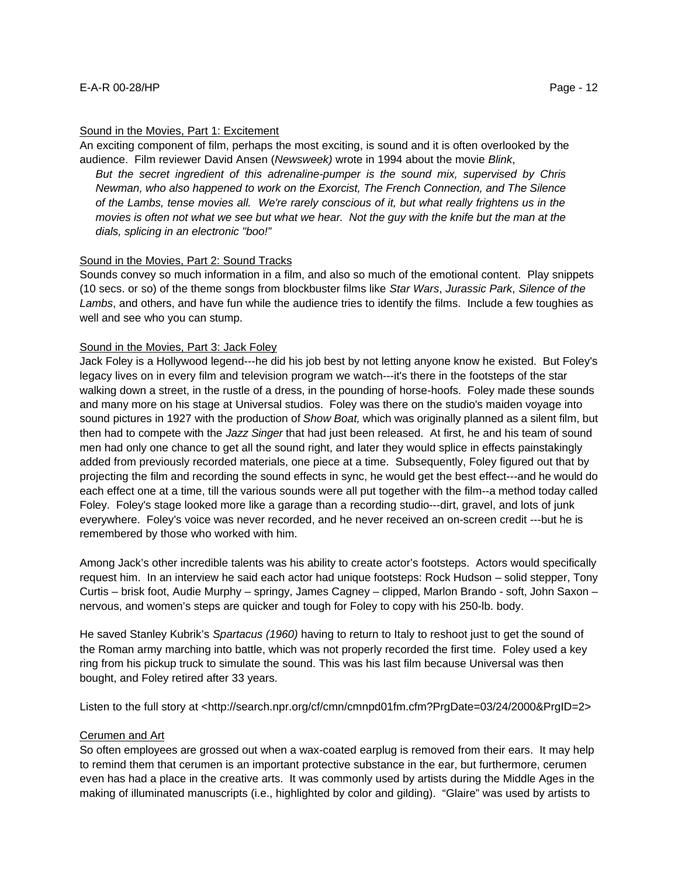Sound in the Movies, Part 1: Excitement

An exciting component of film, perhaps the most exciting, is sound and it is often overlooked by the audience. Film reviewer David Ansen (*Newsweek)* wrote in 1994 about the movie *Blink*,

> *But the secret ingredient of this adrenaline-pumper is the sound mix, supervised by Chris Newman, who also happened to work on the Exorcist, The French Connection, and The Silence of the Lambs, tense movies all. We're rarely conscious of it, but what really frightens us in the movies is often not what we see but what we hear. Not the guy with the knife but the man at the dials, splicing in an electronic "boo!"*

Sound in the Movies, Part 2: Sound Tracks

Sounds convey so much information in a film, and also so much of the emotional content. Play snippets (10 secs. or so) of the theme songs from blockbuster films like *Star Wars*, *Jurassic Park*, *Silence of the Lambs*, and others, and have fun while the audience tries to identify the films. Include a few toughies as well and see who you can stump.

Sound in the Movies, Part 3: Jack Foley

Jack Foley is a Hollywood legend---he did his job best by not letting anyone know he existed. But Foley's legacy lives on in every film and television program we watch---it's there in the footsteps of the star walking down a street, in the rustle of a dress, in the pounding of horse-hoofs. Foley made these sounds and many more on his stage at Universal studios. Foley was there on the studio's maiden voyage into sound pictures in 1927 with the production of *Show Boat,* which was originally planned as a silent film, but then had to compete with the *Jazz Singer* that had just been released. At first, he and his team of sound men had only one chance to get all the sound right, and later they would splice in effects painstakingly added from previously recorded materials, one piece at a time. Subsequently, Foley figured out that by projecting the film and recording the sound effects in sync, he would get the best effect---and he would do each effect one at a time, till the various sounds were all put together with the film--a method today called Foley. Foley's stage looked more like a garage than a recording studio---dirt, gravel, and lots of junk everywhere. Foley's voice was never recorded, and he never received an on-screen credit ---but he is remembered by those who worked with him.

Among Jack's other incredible talents was his ability to create actor's footsteps. Actors would specifically request him. In an interview he said each actor had unique footsteps: Rock Hudson – solid stepper, Tony Curtis – brisk foot, Audie Murphy – springy, James Cagney – clipped, Marlon Brando - soft, John Saxon – nervous, and women's steps are quicker and tough for Foley to copy with his 250-lb. body.

He saved Stanley Kubrik's *Spartacus (1960)* having to return to Italy to reshoot just to get the sound of the Roman army marching into battle, which was not properly recorded the first time. Foley used a key ring from his pickup truck to simulate the sound. This was his last film because Universal was then bought, and Foley retired after 33 years.

Listen to the full story at <http://search.npr.org/cf/cmn/cmnpd01fm.cfm?PrgDate=03/24/2000&PrgID=2>

Cerumen and Art

So often employees are grossed out when a wax-coated earplug is removed from their ears. It may help to remind them that cerumen is an important protective substance in the ear, but furthermore, cerumen even has had a place in the creative arts. It was commonly used by artists during the Middle Ages in the making of illuminated manuscripts (i.e., highlighted by color and gilding). "Glaire" was used by artists to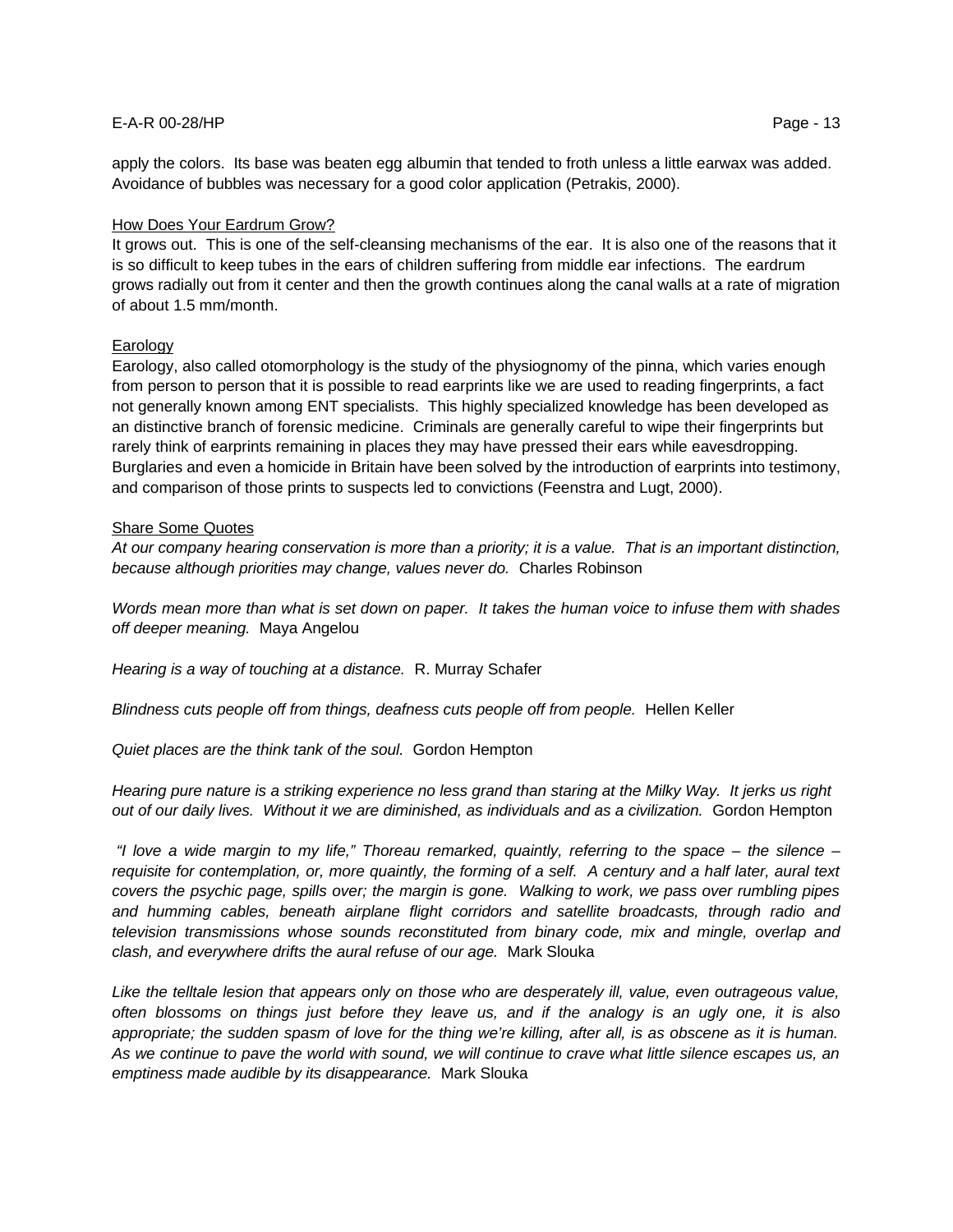apply the colors. Its base was beaten egg albumin that tended to froth unless a little earwax was added. Avoidance of bubbles was necessary for a good color application (Petrakis, 2000).

<u>How Does Your Eardrum Grow?</u>

It grows out. This is one of the self-cleansing mechanisms of the ear. It is also one of the reasons that it is so difficult to keep tubes in the ears of children suffering from middle ear infections. The eardrum grows radially out from it center and then the growth continues along the canal walls at a rate of migration of about 1.5 mm/month.

<u>Earology</u>

Earology, also called otomorphology is the study of the physiognomy of the pinna, which varies enough from person to person that it is possible to read earprints like we are used to reading fingerprints, a fact not generally known among ENT specialists. This highly specialized knowledge has been developed as an distinctive branch of forensic medicine. Criminals are generally careful to wipe their fingerprints but rarely think of earprints remaining in places they may have pressed their ears while eavesdropping. Burglaries and even a homicide in Britain have been solved by the introduction of earprints into testimony, and comparison of those prints to suspects led to convictions (Feenstra and Lugt, 2000).

<u>Share Some Quotes</u>

*At our company hearing conservation is more than a priority; it is a value. That is an important distinction, because although priorities may change, values never do.* Charles Robinson

*Words mean more than what is set down on paper. It takes the human voice to infuse them with shades off deeper meaning.* Maya Angelou

*Hearing is a way of touching at a distance.* R. Murray Schafer

*Blindness cuts people off from things, deafness cuts people off from people.* Hellen Keller

*Quiet places are the think tank of the soul.* Gordon Hempton

*Hearing pure nature is a striking experience no less grand than staring at the Milky Way. It jerks us right out of our daily lives. Without it we are diminished, as individuals and as a civilization.* Gordon Hempton

*"I love a wide margin to my life," Thoreau remarked, quaintly, referring to the space – the silence – requisite for contemplation, or, more quaintly, the forming of a self. A century and a half later, aural text covers the psychic page, spills over; the margin is gone. Walking to work, we pass over rumbling pipes and humming cables, beneath airplane flight corridors and satellite broadcasts, through radio and television transmissions whose sounds reconstituted from binary code, mix and mingle, overlap and clash, and everywhere drifts the aural refuse of our age.* Mark Slouka

*Like the telltale lesion that appears only on those who are desperately ill, value, even outrageous value, often blossoms on things just before they leave us, and if the analogy is an ugly one, it is also appropriate; the sudden spasm of love for the thing we're killing, after all, is as obscene as it is human. As we continue to pave the world with sound, we will continue to crave what little silence escapes us, an emptiness made audible by its disappearance.* Mark Slouka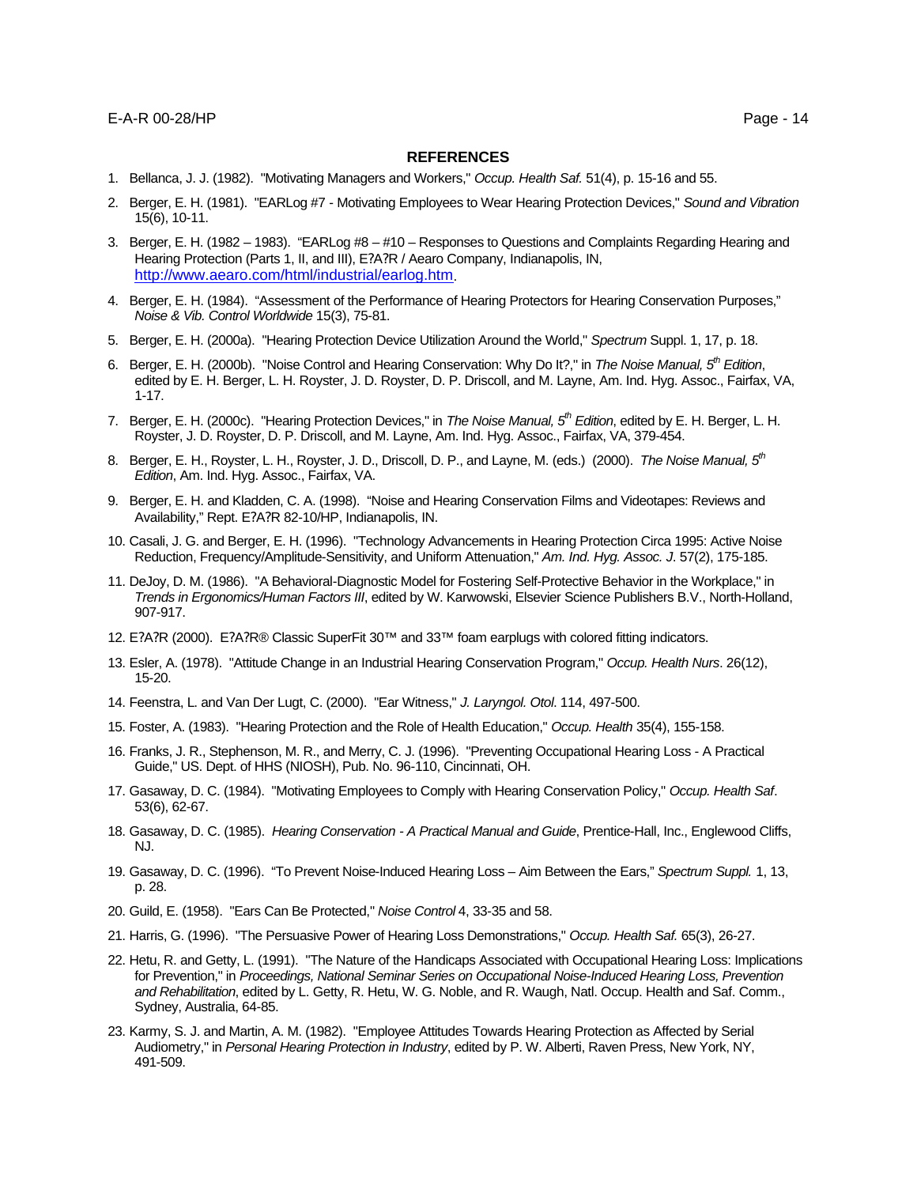## REFERENCES

1. Bellanca, J. J. (1982). "Motivating Managers and Workers," *Occup. Health Saf.* 51(4), p. 15-16 and 55.

2. Berger, E. H. (1981). "EARLog #7 - Motivating Employees to Wear Hearing Protection Devices," *Sound and Vibration* 15(6), 10-11.

3. Berger, E. H. (1982 – 1983). "EARLog #8 – #10 – Responses to Questions and Complaints Regarding Hearing and Hearing Protection (Parts 1, II, and III), E?A?R / Aearo Company, Indianapolis, IN, http://www.aearo.com/html/industrial/earlog.htm.

4. Berger, E. H. (1984). "Assessment of the Performance of Hearing Protectors for Hearing Conservation Purposes," *Noise & Vib. Control Worldwide* 15(3), 75-81.

5. Berger, E. H. (2000a). "Hearing Protection Device Utilization Around the World," *Spectrum* Suppl. 1, 17, p. 18.

6. Berger, E. H. (2000b). "Noise Control and Hearing Conservation: Why Do It?," in *The Noise Manual, 5th Edition*, edited by E. H. Berger, L. H. Royster, J. D. Royster, D. P. Driscoll, and M. Layne, Am. Ind. Hyg. Assoc., Fairfax, VA, 1-17.

7. Berger, E. H. (2000c). "Hearing Protection Devices," in *The Noise Manual, 5th Edition*, edited by E. H. Berger, L. H. Royster, J. D. Royster, D. P. Driscoll, and M. Layne, Am. Ind. Hyg. Assoc., Fairfax, VA, 379-454.

8. Berger, E. H., Royster, L. H., Royster, J. D., Driscoll, D. P., and Layne, M. (eds.) (2000). *The Noise Manual, 5th Edition*, Am. Ind. Hyg. Assoc., Fairfax, VA.

9. Berger, E. H. and Kladden, C. A. (1998). "Noise and Hearing Conservation Films and Videotapes: Reviews and Availability," Rept. E?A?R 82-10/HP, Indianapolis, IN.

10. Casali, J. G. and Berger, E. H. (1996). "Technology Advancements in Hearing Protection Circa 1995: Active Noise Reduction, Frequency/Amplitude-Sensitivity, and Uniform Attenuation," *Am. Ind. Hyg. Assoc. J.* 57(2), 175-185.

11. DeJoy, D. M. (1986). "A Behavioral-Diagnostic Model for Fostering Self-Protective Behavior in the Workplace," in *Trends in Ergonomics/Human Factors III*, edited by W. Karwowski, Elsevier Science Publishers B.V., North-Holland, 907-917.

12. E?A?R (2000). E?A?R® Classic SuperFit 30™ and 33™ foam earplugs with colored fitting indicators.

13. Esler, A. (1978). "Attitude Change in an Industrial Hearing Conservation Program," *Occup. Health Nurs*. 26(12), 15-20.

14. Feenstra, L. and Van Der Lugt, C. (2000). "Ear Witness," *J. Laryngol. Otol.* 114, 497-500.

15. Foster, A. (1983). "Hearing Protection and the Role of Health Education," *Occup. Health* 35(4), 155-158.

16. Franks, J. R., Stephenson, M. R., and Merry, C. J. (1996). "Preventing Occupational Hearing Loss - A Practical Guide," US. Dept. of HHS (NIOSH), Pub. No. 96-110, Cincinnati, OH.

17. Gasaway, D. C. (1984). "Motivating Employees to Comply with Hearing Conservation Policy," *Occup. Health Saf*. 53(6), 62-67.

18. Gasaway, D. C. (1985). *Hearing Conservation - A Practical Manual and Guide*, Prentice-Hall, Inc., Englewood Cliffs, NJ.

19. Gasaway, D. C. (1996). "To Prevent Noise-Induced Hearing Loss – Aim Between the Ears," *Spectrum Suppl.* 1, 13, p. 28.

20. Guild, E. (1958). "Ears Can Be Protected," *Noise Control* 4, 33-35 and 58.

21. Harris, G. (1996). "The Persuasive Power of Hearing Loss Demonstrations," *Occup. Health Saf.* 65(3), 26-27.

22. Hetu, R. and Getty, L. (1991). "The Nature of the Handicaps Associated with Occupational Hearing Loss: Implications for Prevention," in *Proceedings, National Seminar Series on Occupational Noise-Induced Hearing Loss, Prevention and Rehabilitation*, edited by L. Getty, R. Hetu, W. G. Noble, and R. Waugh, Natl. Occup. Health and Saf. Comm., Sydney, Australia, 64-85.

23. Karmy, S. J. and Martin, A. M. (1982). "Employee Attitudes Towards Hearing Protection as Affected by Serial Audiometry," in *Personal Hearing Protection in Industry*, edited by P. W. Alberti, Raven Press, New York, NY, 491-509.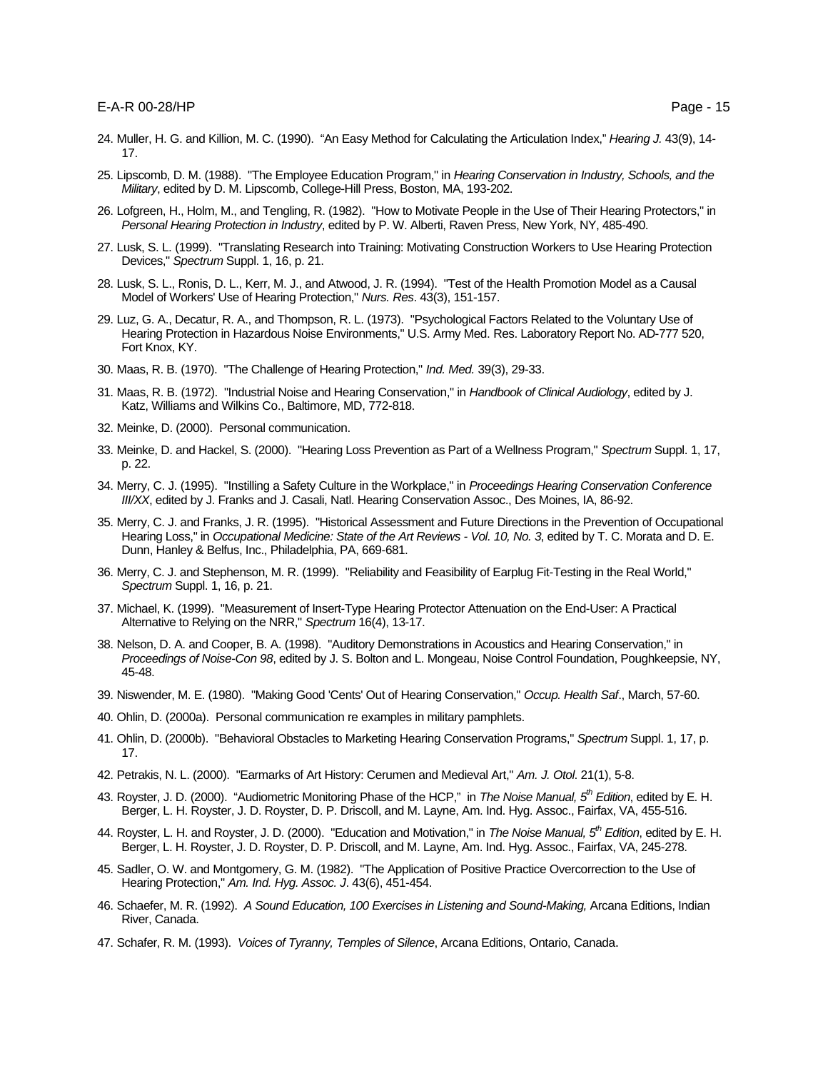24. Muller, H. G. and Killion, M. C. (1990). "An Easy Method for Calculating the Articulation Index," *Hearing J.* 43(9), 14-17.

25. Lipscomb, D. M. (1988). "The Employee Education Program," in *Hearing Conservation in Industry, Schools, and the Military*, edited by D. M. Lipscomb, College-Hill Press, Boston, MA, 193-202.

26. Lofgreen, H., Holm, M., and Tengling, R. (1982). "How to Motivate People in the Use of Their Hearing Protectors," in *Personal Hearing Protection in Industry*, edited by P. W. Alberti, Raven Press, New York, NY, 485-490.

27. Lusk, S. L. (1999). "Translating Research into Training: Motivating Construction Workers to Use Hearing Protection Devices," *Spectrum* Suppl. 1, 16, p. 21.

28. Lusk, S. L., Ronis, D. L., Kerr, M. J., and Atwood, J. R. (1994). "Test of the Health Promotion Model as a Causal Model of Workers' Use of Hearing Protection," *Nurs. Res*. 43(3), 151-157.

29. Luz, G. A., Decatur, R. A., and Thompson, R. L. (1973). "Psychological Factors Related to the Voluntary Use of Hearing Protection in Hazardous Noise Environments," U.S. Army Med. Res. Laboratory Report No. AD-777 520, Fort Knox, KY.

30. Maas, R. B. (1970). "The Challenge of Hearing Protection," *Ind. Med.* 39(3), 29-33.

31. Maas, R. B. (1972). "Industrial Noise and Hearing Conservation," in *Handbook of Clinical Audiology*, edited by J. Katz, Williams and Wilkins Co., Baltimore, MD, 772-818.

32. Meinke, D. (2000). Personal communication.

33. Meinke, D. and Hackel, S. (2000). "Hearing Loss Prevention as Part of a Wellness Program," *Spectrum* Suppl. 1, 17, p. 22.

34. Merry, C. J. (1995). "Instilling a Safety Culture in the Workplace," in *Proceedings Hearing Conservation Conference III/XX*, edited by J. Franks and J. Casali, Natl. Hearing Conservation Assoc., Des Moines, IA, 86-92.

35. Merry, C. J. and Franks, J. R. (1995). "Historical Assessment and Future Directions in the Prevention of Occupational Hearing Loss," in *Occupational Medicine: State of the Art Reviews - Vol. 10, No. 3*, edited by T. C. Morata and D. E. Dunn, Hanley & Belfus, Inc., Philadelphia, PA, 669-681.

36. Merry, C. J. and Stephenson, M. R. (1999). "Reliability and Feasibility of Earplug Fit-Testing in the Real World," *Spectrum* Suppl. 1, 16, p. 21.

37. Michael, K. (1999). "Measurement of Insert-Type Hearing Protector Attenuation on the End-User: A Practical Alternative to Relying on the NRR," *Spectrum* 16(4), 13-17.

38. Nelson, D. A. and Cooper, B. A. (1998). "Auditory Demonstrations in Acoustics and Hearing Conservation," in *Proceedings of Noise-Con 98*, edited by J. S. Bolton and L. Mongeau, Noise Control Foundation, Poughkeepsie, NY, 45-48.

39. Niswender, M. E. (1980). "Making Good 'Cents' Out of Hearing Conservation," *Occup. Health Saf*., March, 57-60.

40. Ohlin, D. (2000a). Personal communication re examples in military pamphlets.

41. Ohlin, D. (2000b). "Behavioral Obstacles to Marketing Hearing Conservation Programs," *Spectrum* Suppl. 1, 17, p. 17.

42. Petrakis, N. L. (2000). "Earmarks of Art History: Cerumen and Medieval Art," *Am. J. Otol*. 21(1), 5-8.

43. Royster, J. D. (2000). "Audiometric Monitoring Phase of the HCP," in *The Noise Manual, 5th Edition*, edited by E. H. Berger, L. H. Royster, J. D. Royster, D. P. Driscoll, and M. Layne, Am. Ind. Hyg. Assoc., Fairfax, VA, 455-516.

44. Royster, L. H. and Royster, J. D. (2000). "Education and Motivation," in *The Noise Manual, 5th Edition*, edited by E. H. Berger, L. H. Royster, J. D. Royster, D. P. Driscoll, and M. Layne, Am. Ind. Hyg. Assoc., Fairfax, VA, 245-278.

45. Sadler, O. W. and Montgomery, G. M. (1982). "The Application of Positive Practice Overcorrection to the Use of Hearing Protection," *Am. Ind. Hyg. Assoc. J*. 43(6), 451-454.

46. Schaefer, M. R. (1992). *A Sound Education, 100 Exercises in Listening and Sound-Making,* Arcana Editions, Indian River, Canada.

47. Schafer, R. M. (1993). *Voices of Tyranny, Temples of Silence*, Arcana Editions, Ontario, Canada.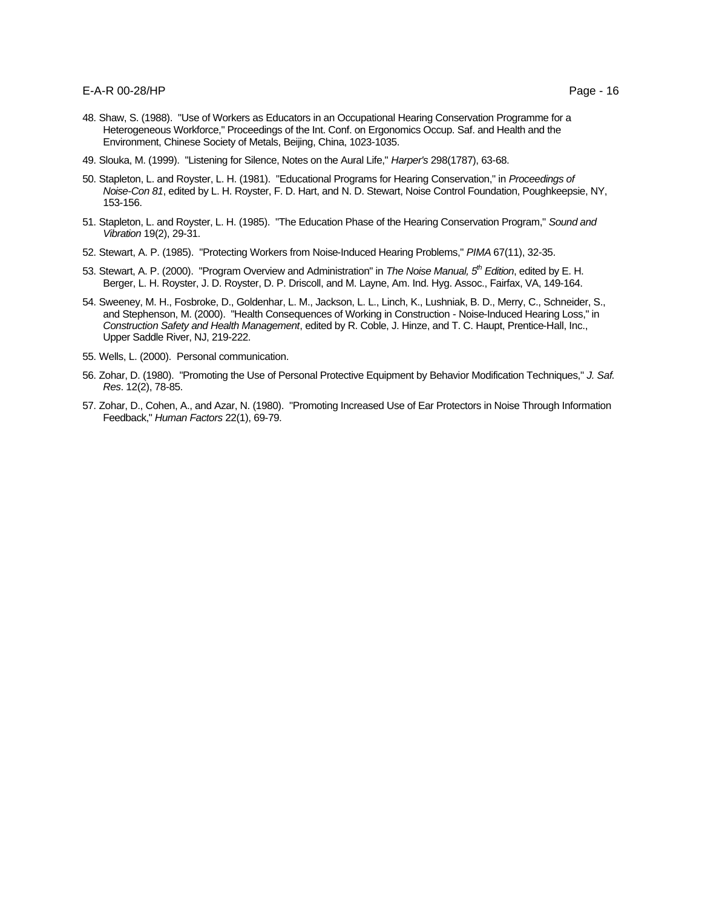48. Shaw, S. (1988). "Use of Workers as Educators in an Occupational Hearing Conservation Programme for a Heterogeneous Workforce," Proceedings of the Int. Conf. on Ergonomics Occup. Saf. and Health and the Environment, Chinese Society of Metals, Beijing, China, 1023-1035.

49. Slouka, M. (1999). "Listening for Silence, Notes on the Aural Life," *Harper's* 298(1787), 63-68.

50. Stapleton, L. and Royster, L. H. (1981). "Educational Programs for Hearing Conservation," in *Proceedings of Noise-Con 81*, edited by L. H. Royster, F. D. Hart, and N. D. Stewart, Noise Control Foundation, Poughkeepsie, NY, 153-156.

51. Stapleton, L. and Royster, L. H. (1985). "The Education Phase of the Hearing Conservation Program," *Sound and Vibration* 19(2), 29-31.

52. Stewart, A. P. (1985). "Protecting Workers from Noise-Induced Hearing Problems," *PIMA* 67(11), 32-35.

53. Stewart, A. P. (2000). "Program Overview and Administration" in *The Noise Manual, 5th Edition*, edited by E. H. Berger, L. H. Royster, J. D. Royster, D. P. Driscoll, and M. Layne, Am. Ind. Hyg. Assoc., Fairfax, VA, 149-164.

54. Sweeney, M. H., Fosbroke, D., Goldenhar, L. M., Jackson, L. L., Linch, K., Lushniak, B. D., Merry, C., Schneider, S., and Stephenson, M. (2000). "Health Consequences of Working in Construction - Noise-Induced Hearing Loss," in *Construction Safety and Health Management*, edited by R. Coble, J. Hinze, and T. C. Haupt, Prentice-Hall, Inc., Upper Saddle River, NJ, 219-222.

55. Wells, L. (2000). Personal communication.

56. Zohar, D. (1980). "Promoting the Use of Personal Protective Equipment by Behavior Modification Techniques," *J. Saf. Res*. 12(2), 78-85.

57. Zohar, D., Cohen, A., and Azar, N. (1980). "Promoting Increased Use of Ear Protectors in Noise Through Information Feedback," *Human Factors* 22(1), 69-79.